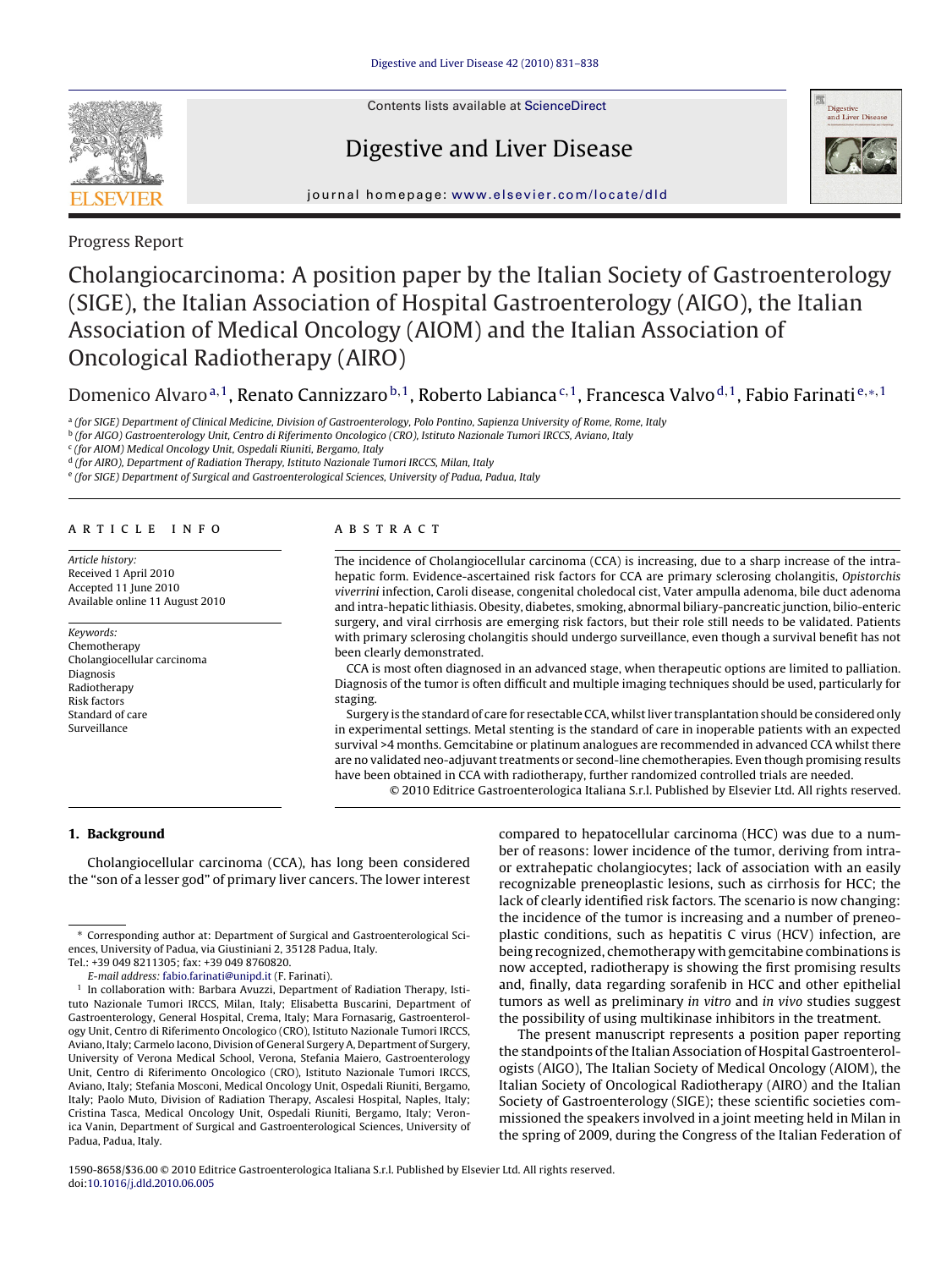Progress Report

# Cholangiocarcinoma: A position paper by the Italian Society of Gastroenterology (SIGE), the Italian Association of Hospital Gastroenterology (AIGO), the Italian Association of Medical Oncology (AIOM) and the Italian Association of Oncological Radiotherapy (AIRO)

Domenico Alvaro[a,1], Renato Cannizzaro[b,1], Roberto Labianca[c,1], Francesca Valvo[d,1], Fabio Farinati[e,*,1]

[a] (for SIGE) Department of Clinical Medicine, Division of Gastroenterology, Polo Pontino, Sapienza University of Rome, Rome, Italy
[b] (for AIGO) Gastroenterology Unit, Centro di Riferimento Oncologico (CRO), Istituto Nazionale Tumori IRCCS, Aviano, Italy
[c] (for AIOM) Medical Oncology Unit, Ospedali Riuniti, Bergamo, Italy
[d] (for AIRO), Department of Radiation Therapy, Istituto Nazionale Tumori IRCCS, Milan, Italy
[e] (for SIGE) Department of Surgical and Gastroenterological Sciences, University of Padua, Padua, Italy

**ARTICLE INFO**

*Article history:*
Received 1 April 2010
Accepted 11 June 2010
Available online 11 August 2010

*Keywords:*
Chemotherapy
Cholangiocellular carcinoma
Diagnosis
Radiotherapy
Risk factors
Standard of care
Surveillance

**ABSTRACT**

The incidence of Cholangiocellular carcinoma (CCA) is increasing, due to a sharp increase of the intra-hepatic form. Evidence-ascertained risk factors for CCA are primary sclerosing cholangitis, *Opistorchis viverrini* infection, Caroli disease, congenital choledocal cist, Vater ampulla adenoma, bile duct adenoma and intra-hepatic lithiasis. Obesity, diabetes, smoking, abnormal biliary-pancreatic junction, bilio-enteric surgery, and viral cirrhosis are emerging risk factors, but their role still needs to be validated. Patients with primary sclerosing cholangitis should undergo surveillance, even though a survival benefit has not been clearly demonstrated.

CCA is most often diagnosed in an advanced stage, when therapeutic options are limited to palliation. Diagnosis of the tumor is often difficult and multiple imaging techniques should be used, particularly for staging.

Surgery is the standard of care for resectable CCA, whilst liver transplantation should be considered only in experimental settings. Metal stenting is the standard of care in inoperable patients with an expected survival >4 months. Gemcitabine or platinum analogues are recommended in advanced CCA whilst there are no validated neo-adjuvant treatments or second-line chemotherapies. Even though promising results have been obtained in CCA with radiotherapy, further randomized controlled trials are needed.

© 2010 Editrice Gastroenterologica Italiana S.r.l. Published by Elsevier Ltd. All rights reserved.

## 1. Background

Cholangiocellular carcinoma (CCA), has long been considered the "son of a lesser god" of primary liver cancers. The lower interest compared to hepatocellular carcinoma (HCC) was due to a number of reasons: lower incidence of the tumor, deriving from intra- or extrahepatic cholangiocytes; lack of association with an easily recognizable preneoplastic lesions, such as cirrhosis for HCC; the lack of clearly identified risk factors. The scenario is now changing: the incidence of the tumor is increasing and a number of preneoplastic conditions, such as hepatitis C virus (HCV) infection, are being recognized, chemotherapy with gemcitabine combinations is now accepted, radiotherapy is showing the first promising results and, finally, data regarding sorafenib in HCC and other epithelial tumors as well as preliminary *in vitro* and *in vivo* studies suggest the possibility of using multikinase inhibitors in the treatment.

The present manuscript represents a position paper reporting the standpoints of the Italian Association of Hospital Gastroenterologists (AIGO), The Italian Society of Medical Oncology (AIOM), the Italian Society of Oncological Radiotherapy (AIRO) and the Italian Society of Gastroenterology (SIGE); these scientific societies commissioned the speakers involved in a joint meeting held in Milan in the spring of 2009, during the Congress of the Italian Federation of

---

* Corresponding author at: Department of Surgical and Gastroenterological Sciences, University of Padua, via Giustiniani 2, 35128 Padua, Italy. Tel.: +39 049 8211305; fax: +39 049 8760820.
*E-mail address:* fabio.farinati@unipd.it (F. Farinati).

[1] In collaboration with: Barbara Avuzzi, Department of Radiation Therapy, Istituto Nazionale Tumori IRCCS, Milan, Italy; Elisabetta Buscarini, Department of Gastroenterology, General Hospital, Crema, Italy; Mara Fornasarig, Gastroenterology Unit, Centro di Riferimento Oncologico (CRO), Istituto Nazionale Tumori IRCCS, Aviano, Italy; Carmelo Iacono, Division of General Surgery A, Department of Surgery, University of Verona Medical School, Verona, Stefania Maiero, Gastroenterology Unit, Centro di Riferimento Oncologico (CRO), Istituto Nazionale Tumori IRCCS, Aviano, Italy; Stefania Mosconi, Medical Oncology Unit, Ospedali Riuniti, Bergamo, Italy; Paolo Muto, Division of Radiation Therapy, Ascalesi Hospital, Naples, Italy; Cristina Tasca, Medical Oncology Unit, Ospedali Riuniti, Bergamo, Italy; Veronica Vanin, Department of Surgical and Gastroenterological Sciences, University of Padua, Padua, Italy.

1590-8658/$36.00 © 2010 Editrice Gastroenterologica Italiana S.r.l. Published by Elsevier Ltd. All rights reserved.
doi:10.1016/j.dld.2010.06.005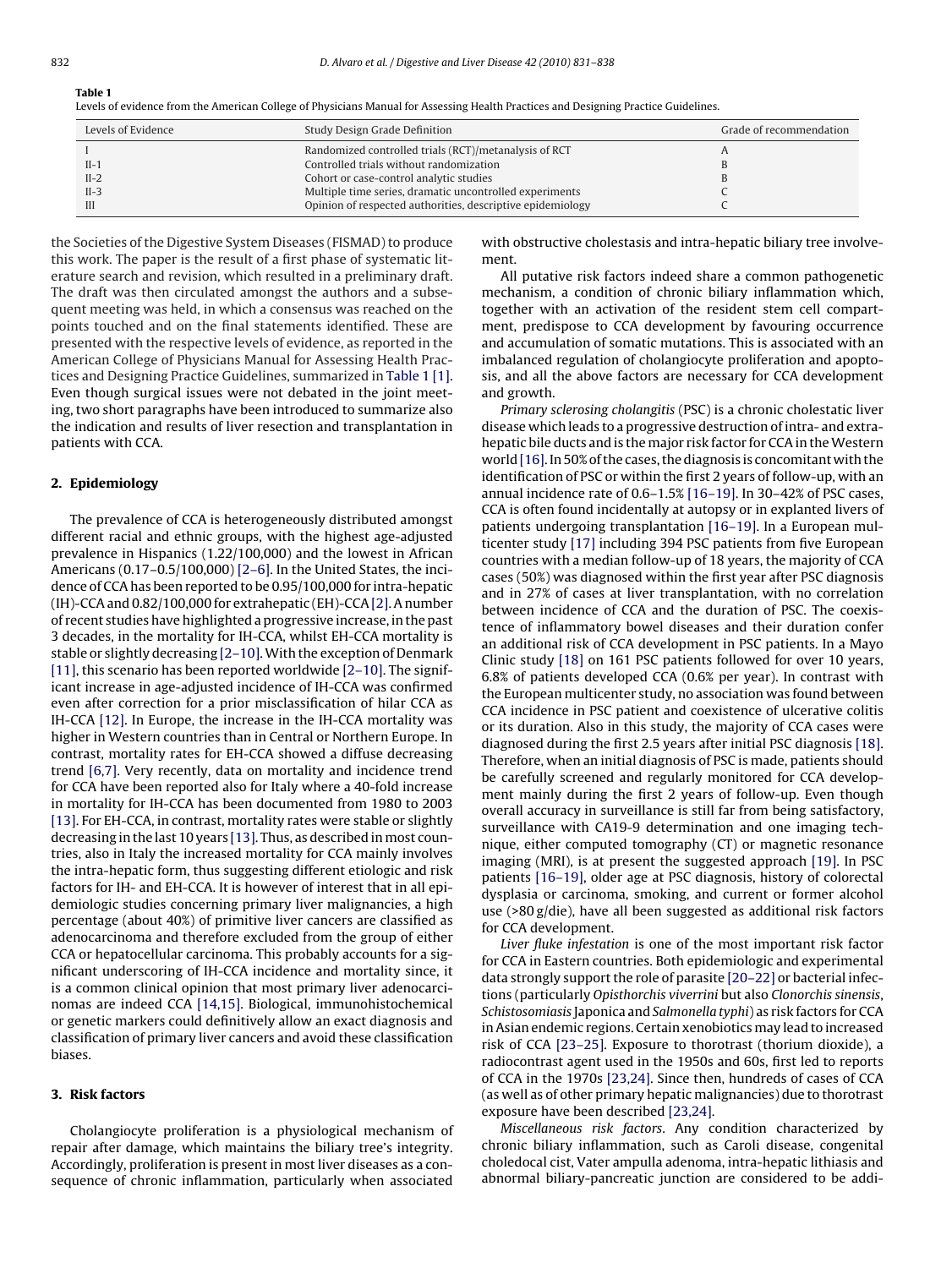**Table 1**
Levels of evidence from the American College of Physicians Manual for Assessing Health Practices and Designing Practice Guidelines.

| Levels of Evidence | Study Design Grade Definition | Grade of recommendation |
|---|---|---|
| I | Randomized controlled trials (RCT)/metanalysis of RCT | A |
| II-1 | Controlled trials without randomization | B |
| II-2 | Cohort or case-control analytic studies | B |
| II-3 | Multiple time series, dramatic uncontrolled experiments | C |
| III | Opinion of respected authorities, descriptive epidemiology | C |

the Societies of the Digestive System Diseases (FISMAD) to produce this work. The paper is the result of a first phase of systematic literature search and revision, which resulted in a preliminary draft. The draft was then circulated amongst the authors and a subsequent meeting was held, in which a consensus was reached on the points touched and on the final statements identified. These are presented with the respective levels of evidence, as reported in the American College of Physicians Manual for Assessing Health Practices and Designing Practice Guidelines, summarized in Table 1 [1]. Even though surgical issues were not debated in the joint meeting, two short paragraphs have been introduced to summarize also the indication and results of liver resection and transplantation in patients with CCA.

## 2. Epidemiology

The prevalence of CCA is heterogeneously distributed amongst different racial and ethnic groups, with the highest age-adjusted prevalence in Hispanics (1.22/100,000) and the lowest in African Americans (0.17–0.5/100,000) [2–6]. In the United States, the incidence of CCA has been reported to be 0.95/100,000 for intra-hepatic (IH)-CCA and 0.82/100,000 for extrahepatic (EH)-CCA [2]. A number of recent studies have highlighted a progressive increase, in the past 3 decades, in the mortality for IH-CCA, whilst EH-CCA mortality is stable or slightly decreasing [2–10]. With the exception of Denmark [11], this scenario has been reported worldwide [2–10]. The significant increase in age-adjusted incidence of IH-CCA was confirmed even after correction for a prior misclassification of hilar CCA as IH-CCA [12]. In Europe, the increase in the IH-CCA mortality was higher in Western countries than in Central or Northern Europe. In contrast, mortality rates for EH-CCA showed a diffuse decreasing trend [6,7]. Very recently, data on mortality and incidence trend for CCA have been reported also for Italy where a 40-fold increase in mortality for IH-CCA has been documented from 1980 to 2003 [13]. For EH-CCA, in contrast, mortality rates were stable or slightly decreasing in the last 10 years [13]. Thus, as described in most countries, also in Italy the increased mortality for CCA mainly involves the intra-hepatic form, thus suggesting different etiologic and risk factors for IH- and EH-CCA. It is however of interest that in all epidemiologic studies concerning primary liver malignancies, a high percentage (about 40%) of primitive liver cancers are classified as adenocarcinoma and therefore excluded from the group of either CCA or hepatocellular carcinoma. This probably accounts for a significant underscoring of IH-CCA incidence and mortality since, it is a common clinical opinion that most primary liver adenocarcinomas are indeed CCA [14,15]. Biological, immunohistochemical or genetic markers could definitively allow an exact diagnosis and classification of primary liver cancers and avoid these classification biases.

## 3. Risk factors

Cholangiocyte proliferation is a physiological mechanism of repair after damage, which maintains the biliary tree's integrity. Accordingly, proliferation is present in most liver diseases as a consequence of chronic inflammation, particularly when associated with obstructive cholestasis and intra-hepatic biliary tree involvement.

All putative risk factors indeed share a common pathogenetic mechanism, a condition of chronic biliary inflammation which, together with an activation of the resident stem cell compartment, predispose to CCA development by favouring occurrence and accumulation of somatic mutations. This is associated with an imbalanced regulation of cholangiocyte proliferation and apoptosis, and all the above factors are necessary for CCA development and growth.

*Primary sclerosing cholangitis* (PSC) is a chronic cholestatic liver disease which leads to a progressive destruction of intra- and extra-hepatic bile ducts and is the major risk factor for CCA in the Western world [16]. In 50% of the cases, the diagnosis is concomitant with the identification of PSC or within the first 2 years of follow-up, with an annual incidence rate of 0.6–1.5% [16–19]. In 30–42% of PSC cases, CCA is often found incidentally at autopsy or in explanted livers of patients undergoing transplantation [16–19]. In a European multicenter study [17] including 394 PSC patients from five European countries with a median follow-up of 18 years, the majority of CCA cases (50%) was diagnosed within the first year after PSC diagnosis and in 27% of cases at liver transplantation, with no correlation between incidence of CCA and the duration of PSC. The coexistence of inflammatory bowel diseases and their duration confer an additional risk of CCA development in PSC patients. In a Mayo Clinic study [18] on 161 PSC patients followed for over 10 years, 6.8% of patients developed CCA (0.6% per year). In contrast with the European multicenter study, no association was found between CCA incidence in PSC patient and coexistence of ulcerative colitis or its duration. Also in this study, the majority of CCA cases were diagnosed during the first 2.5 years after initial PSC diagnosis [18]. Therefore, when an initial diagnosis of PSC is made, patients should be carefully screened and regularly monitored for CCA development mainly during the first 2 years of follow-up. Even though overall accuracy in surveillance is still far from being satisfactory, surveillance with CA19-9 determination and one imaging technique, either computed tomography (CT) or magnetic resonance imaging (MRI), is at present the suggested approach [19]. In PSC patients [16–19], older age at PSC diagnosis, history of colorectal dysplasia or carcinoma, smoking, and current or former alcohol use (>80 g/die), have all been suggested as additional risk factors for CCA development.

*Liver fluke infestation* is one of the most important risk factor for CCA in Eastern countries. Both epidemiologic and experimental data strongly support the role of parasite [20–22] or bacterial infections (particularly *Opisthorchis viverrini* but also *Clonorchis sinensis*, *Schistosomiasis* Japonica and *Salmonella typhi*) as risk factors for CCA in Asian endemic regions. Certain xenobiotics may lead to increased risk of CCA [23–25]. Exposure to thorotrast (thorium dioxide), a radiocontrast agent used in the 1950s and 60s, first led to reports of CCA in the 1970s [23,24]. Since then, hundreds of cases of CCA (as well as of other primary hepatic malignancies) due to thorotrast exposure have been described [23,24].

*Miscellaneous risk factors*. Any condition characterized by chronic biliary inflammation, such as Caroli disease, congenital choledocal cist, Vater ampulla adenoma, intra-hepatic lithiasis and abnormal biliary-pancreatic junction are considered to be addi-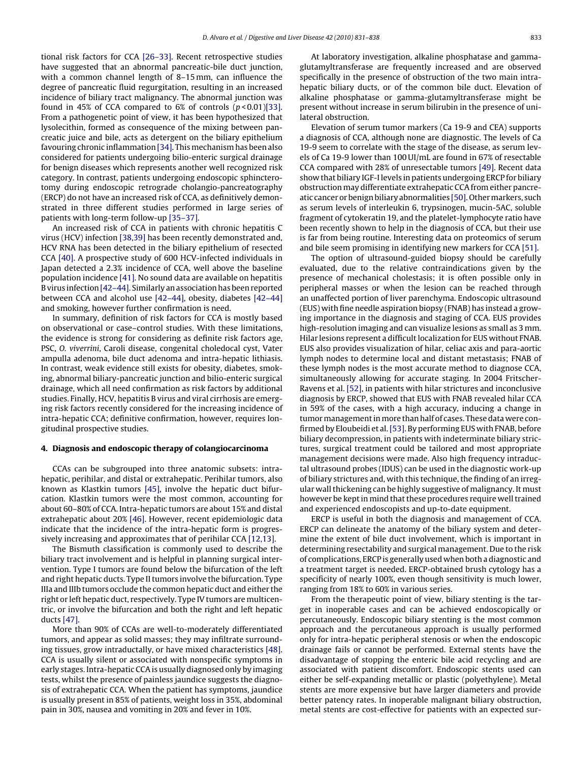tional risk factors for CCA [26–33]. Recent retrospective studies have suggested that an abnormal pancreatic-bile duct junction, with a common channel length of 8–15 mm, can influence the degree of pancreatic fluid regurgitation, resulting in an increased incidence of biliary tract malignancy. The abnormal junction was found in 45% of CCA compared to 6% of controls ($p < 0.01$)[33]. From a pathogenetic point of view, it has been hypothesized that lysolecithin, formed as consequence of the mixing between pancreatic juice and bile, acts as detergent on the biliary epithelium favouring chronic inflammation [34]. This mechanism has been also considered for patients undergoing bilio-enteric surgical drainage for benign diseases which represents another well recognized risk category. In contrast, patients undergoing endoscopic sphincterotomy during endoscopic retrograde cholangio-pancreatography (ERCP) do not have an increased risk of CCA, as definitively demonstrated in three different studies performed in large series of patients with long-term follow-up [35–37].

An increased risk of CCA in patients with chronic hepatitis C virus (HCV) infection [38,39] has been recently demonstrated and, HCV RNA has been detected in the biliary epithelium of resected CCA [40]. A prospective study of 600 HCV-infected individuals in Japan detected a 2.3% incidence of CCA, well above the baseline population incidence [41]. No sound data are available on hepatitis B virus infection [42–44]. Similarly an association has been reported between CCA and alcohol use [42–44], obesity, diabetes [42–44] and smoking, however further confirmation is need.

In summary, definition of risk factors for CCA is mostly based on observational or case–control studies. With these limitations, the evidence is strong for considering as definite risk factors age, PSC, *O. viverrini*, Caroli disease, congenital choledocal cyst, Vater ampulla adenoma, bile duct adenoma and intra-hepatic lithiasis. In contrast, weak evidence still exists for obesity, diabetes, smoking, abnormal biliary-pancreatic junction and bilio-enteric surgical drainage, which all need confirmation as risk factors by additional studies. Finally, HCV, hepatitis B virus and viral cirrhosis are emerging risk factors recently considered for the increasing incidence of intra-hepatic CCA; definitive confirmation, however, requires longitudinal prospective studies.

## 4. Diagnosis and endoscopic therapy of colangiocarcinoma

CCAs can be subgrouped into three anatomic subsets: intrahepatic, perihilar, and distal or extrahepatic. Perihilar tumors, also known as Klastkin tumors [45], involve the hepatic duct bifurcation. Klastkin tumors were the most common, accounting for about 60–80% of CCA. Intra-hepatic tumors are about 15% and distal extrahepatic about 20% [46]. However, recent epidemiologic data indicate that the incidence of the intra-hepatic form is progressively increasing and approximates that of perihilar CCA [12,13].

The Bismuth classification is commonly used to describe the biliary tract involvement and is helpful in planning surgical intervention. Type I tumors are found below the bifurcation of the left and right hepatic ducts. Type II tumors involve the bifurcation. Type IIIa and IIIb tumors occlude the common hepatic duct and either the right or left hepatic duct, respectively. Type IV tumors are multicentric, or involve the bifurcation and both the right and left hepatic ducts [47].

More than 90% of CCAs are well-to-moderately differentiated tumors, and appear as solid masses; they may infiltrate surrounding tissues, grow intraductally, or have mixed characteristics [48]. CCA is usually silent or associated with nonspecific symptoms in early stages. Intra-hepatic CCA is usually diagnosed only by imaging tests, whilst the presence of painless jaundice suggests the diagnosis of extrahepatic CCA. When the patient has symptoms, jaundice is usually present in 85% of patients, weight loss in 35%, abdominal pain in 30%, nausea and vomiting in 20% and fever in 10%.

At laboratory investigation, alkaline phosphatase and gammaglutamyltransferase are frequently increased and are observed specifically in the presence of obstruction of the two main intrahepatic biliary ducts, or of the common bile duct. Elevation of alkaline phosphatase or gamma-glutamyltransferase might be present without increase in serum bilirubin in the presence of unilateral obstruction.

Elevation of serum tumor markers (Ca 19-9 and CEA) supports a diagnosis of CCA, although none are diagnostic. The levels of Ca 19-9 seem to correlate with the stage of the disease, as serum levels of Ca 19-9 lower than 100 UI/mL are found in 67% of resectable CCA compared with 28% of unresectable tumors [49]. Recent data show that biliary IGF-I levels in patients undergoing ERCP for biliary obstruction may differentiate extrahepatic CCA from either pancreatic cancer or benign biliary abnormalities [50]. Other markers, such as serum levels of interleukin 6, trypsinogen, mucin-5AC, soluble fragment of cytokeratin 19, and the platelet-lymphocyte ratio have been recently shown to help in the diagnosis of CCA, but their use is far from being routine. Interesting data on proteomics of serum and bile seem promising in identifying new markers for CCA [51].

The option of ultrasound-guided biopsy should be carefully evaluated, due to the relative contraindications given by the presence of mechanical cholestasis; it is often possible only in peripheral masses or when the lesion can be reached through an unaffected portion of liver parenchyma. Endoscopic ultrasound (EUS) with fine needle aspiration biopsy (FNAB) has instead a growing importance in the diagnosis and staging of CCA. EUS provides high-resolution imaging and can visualize lesions as small as 3 mm. Hilar lesions represent a difficult localization for EUS without FNAB. EUS also provides visualization of hilar, celiac axis and para-aortic lymph nodes to determine local and distant metastasis; FNAB of these lymph nodes is the most accurate method to diagnose CCA, simultaneously allowing for accurate staging. In 2004 Fritscher-Ravens et al. [52], in patients with hilar strictures and inconclusive diagnosis by ERCP, showed that EUS with FNAB revealed hilar CCA in 59% of the cases, with a high accuracy, inducing a change in tumor management in more than half of cases. These data were confirmed by Eloubeidi et al. [53]. By performing EUS with FNAB, before biliary decompression, in patients with indeterminate biliary strictures, surgical treatment could be tailored and most appropriate management decisions were made. Also high frequency intraductal ultrasound probes (IDUS) can be used in the diagnostic work-up of biliary strictures and, with this technique, the finding of an irregular wall thickening can be highly suggestive of malignancy. It must however be kept in mind that these procedures require well trained and experienced endoscopists and up-to-date equipment.

ERCP is useful in both the diagnosis and management of CCA. ERCP can delineate the anatomy of the biliary system and determine the extent of bile duct involvement, which is important in determining resectability and surgical management. Due to the risk of complications, ERCP is generally used when both a diagnostic and a treatment target is needed. ERCP-obtained brush cytology has a specificity of nearly 100%, even though sensitivity is much lower, ranging from 18% to 60% in various series.

From the therapeutic point of view, biliary stenting is the target in inoperable cases and can be achieved endoscopically or percutaneously. Endoscopic biliary stenting is the most common approach and the percutaneous approach is usually performed only for intra-hepatic peripheral stenosis or when the endoscopic drainage fails or cannot be performed. External stents have the disadvantage of stopping the enteric bile acid recycling and are associated with patient discomfort. Endoscopic stents used can either be self-expanding metallic or plastic (polyethylene). Metal stents are more expensive but have larger diameters and provide better patency rates. In inoperable malignant biliary obstruction, metal stents are cost-effective for patients with an expected sur-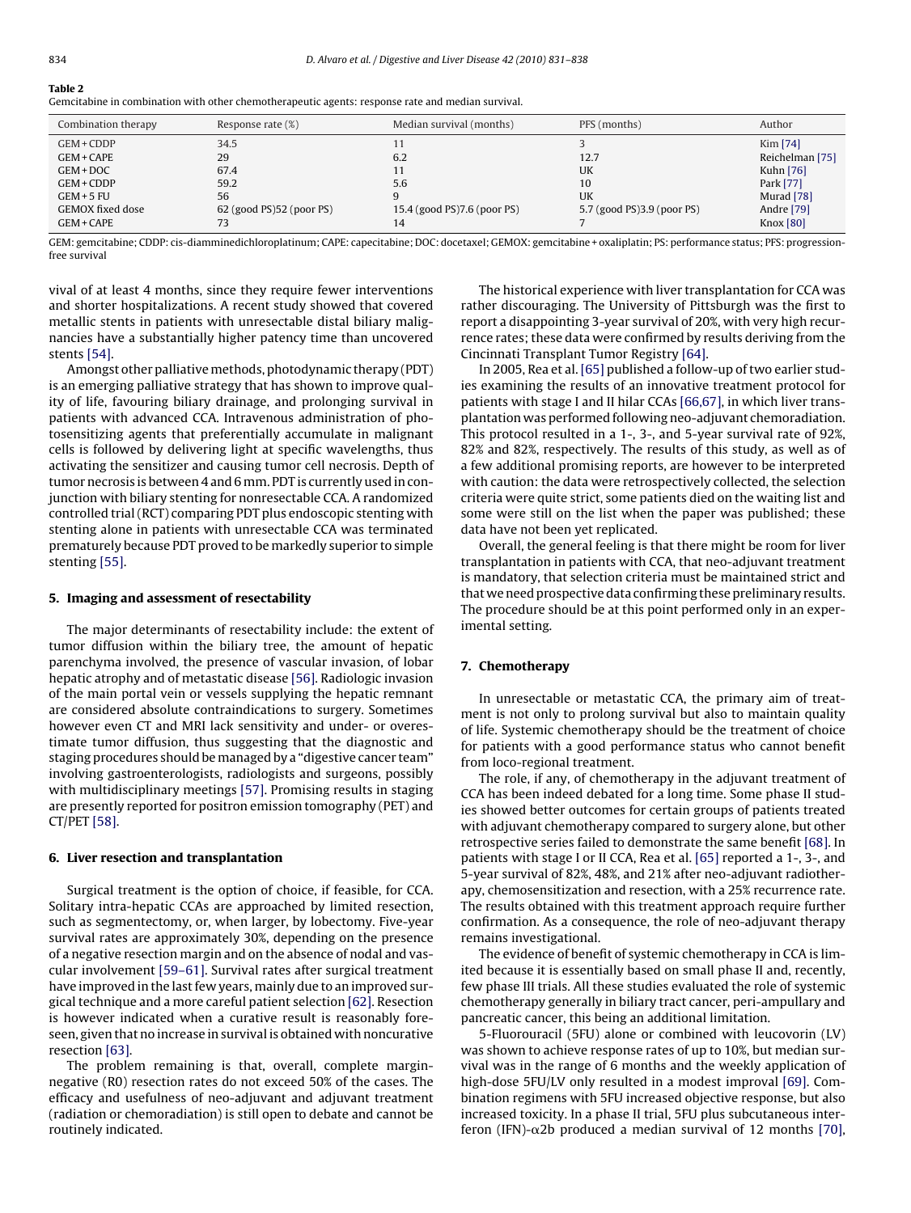**Table 2**
Gemcitabine in combination with other chemotherapeutic agents: response rate and median survival.

| Combination therapy | Response rate (%) | Median survival (months) | PFS (months) | Author |
|---|---|---|---|---|
| GEM + CDDP | 34.5 | 11 | 3 | Kim [74] |
| GEM + CAPE | 29 | 6.2 | 12.7 | Reichelman [75] |
| GEM + DOC | 67.4 | 11 | UK | Kuhn [76] |
| GEM + CDDP | 59.2 | 5.6 | 10 | Park [77] |
| GEM + 5 FU | 56 | 9 | UK | Murad [78] |
| GEMOX fixed dose | 62 (good PS)52 (poor PS) | 15.4 (good PS)7.6 (poor PS) | 5.7 (good PS)3.9 (poor PS) | Andre [79] |
| GEM + CAPE | 73 | 14 | 7 | Knox [80] |

GEM: gemcitabine; CDDP: cis-diamminedichloroplatinum; CAPE: capecitabine; DOC: docetaxel; GEMOX: gemcitabine + oxaliplatin; PS: performance status; PFS: progression-free survival

vival of at least 4 months, since they require fewer interventions and shorter hospitalizations. A recent study showed that covered metallic stents in patients with unresectable distal biliary malignancies have a substantially higher patency time than uncovered stents [54].

Amongst other palliative methods, photodynamic therapy (PDT) is an emerging palliative strategy that has shown to improve quality of life, favouring biliary drainage, and prolonging survival in patients with advanced CCA. Intravenous administration of photosensitizing agents that preferentially accumulate in malignant cells is followed by delivering light at specific wavelengths, thus activating the sensitizer and causing tumor cell necrosis. Depth of tumor necrosis is between 4 and 6 mm. PDT is currently used in conjunction with biliary stenting for nonresectable CCA. A randomized controlled trial (RCT) comparing PDT plus endoscopic stenting with stenting alone in patients with unresectable CCA was terminated prematurely because PDT proved to be markedly superior to simple stenting [55].

## 5. Imaging and assessment of resectability

The major determinants of resectability include: the extent of tumor diffusion within the biliary tree, the amount of hepatic parenchyma involved, the presence of vascular invasion, of lobar hepatic atrophy and of metastatic disease [56]. Radiologic invasion of the main portal vein or vessels supplying the hepatic remnant are considered absolute contraindications to surgery. Sometimes however even CT and MRI lack sensitivity and under- or overestimate tumor diffusion, thus suggesting that the diagnostic and staging procedures should be managed by a "digestive cancer team" involving gastroenterologists, radiologists and surgeons, possibly with multidisciplinary meetings [57]. Promising results in staging are presently reported for positron emission tomography (PET) and CT/PET [58].

## 6. Liver resection and transplantation

Surgical treatment is the option of choice, if feasible, for CCA. Solitary intra-hepatic CCAs are approached by limited resection, such as segmentectomy, or, when larger, by lobectomy. Five-year survival rates are approximately 30%, depending on the presence of a negative resection margin and on the absence of nodal and vascular involvement [59–61]. Survival rates after surgical treatment have improved in the last few years, mainly due to an improved surgical technique and a more careful patient selection [62]. Resection is however indicated when a curative result is reasonably foreseen, given that no increase in survival is obtained with noncurative resection [63].

The problem remaining is that, overall, complete margin-negative (R0) resection rates do not exceed 50% of the cases. The efficacy and usefulness of neo-adjuvant and adjuvant treatment (radiation or chemoradiation) is still open to debate and cannot be routinely indicated.

The historical experience with liver transplantation for CCA was rather discouraging. The University of Pittsburgh was the first to report a disappointing 3-year survival of 20%, with very high recurrence rates; these data were confirmed by results deriving from the Cincinnati Transplant Tumor Registry [64].

In 2005, Rea et al. [65] published a follow-up of two earlier studies examining the results of an innovative treatment protocol for patients with stage I and II hilar CCAs [66,67], in which liver transplantation was performed following neo-adjuvant chemoradiation. This protocol resulted in a 1-, 3-, and 5-year survival rate of 92%, 82% and 82%, respectively. The results of this study, as well as of a few additional promising reports, are however to be interpreted with caution: the data were retrospectively collected, the selection criteria were quite strict, some patients died on the waiting list and some were still on the list when the paper was published; these data have not been yet replicated.

Overall, the general feeling is that there might be room for liver transplantation in patients with CCA, that neo-adjuvant treatment is mandatory, that selection criteria must be maintained strict and that we need prospective data confirming these preliminary results. The procedure should be at this point performed only in an experimental setting.

## 7. Chemotherapy

In unresectable or metastatic CCA, the primary aim of treatment is not only to prolong survival but also to maintain quality of life. Systemic chemotherapy should be the treatment of choice for patients with a good performance status who cannot benefit from loco-regional treatment.

The role, if any, of chemotherapy in the adjuvant treatment of CCA has been indeed debated for a long time. Some phase II studies showed better outcomes for certain groups of patients treated with adjuvant chemotherapy compared to surgery alone, but other retrospective series failed to demonstrate the same benefit [68]. In patients with stage I or II CCA, Rea et al. [65] reported a 1-, 3-, and 5-year survival of 82%, 48%, and 21% after neo-adjuvant radiotherapy, chemosensitization and resection, with a 25% recurrence rate. The results obtained with this treatment approach require further confirmation. As a consequence, the role of neo-adjuvant therapy remains investigational.

The evidence of benefit of systemic chemotherapy in CCA is limited because it is essentially based on small phase II and, recently, few phase III trials. All these studies evaluated the role of systemic chemotherapy generally in biliary tract cancer, peri-ampullary and pancreatic cancer, this being an additional limitation.

5-Fluorouracil (5FU) alone or combined with leucovorin (LV) was shown to achieve response rates of up to 10%, but median survival was in the range of 6 months and the weekly application of high-dose 5FU/LV only resulted in a modest improval [69]. Combination regimens with 5FU increased objective response, but also increased toxicity. In a phase II trial, 5FU plus subcutaneous interferon (IFN)-$\alpha$2b produced a median survival of 12 months [70],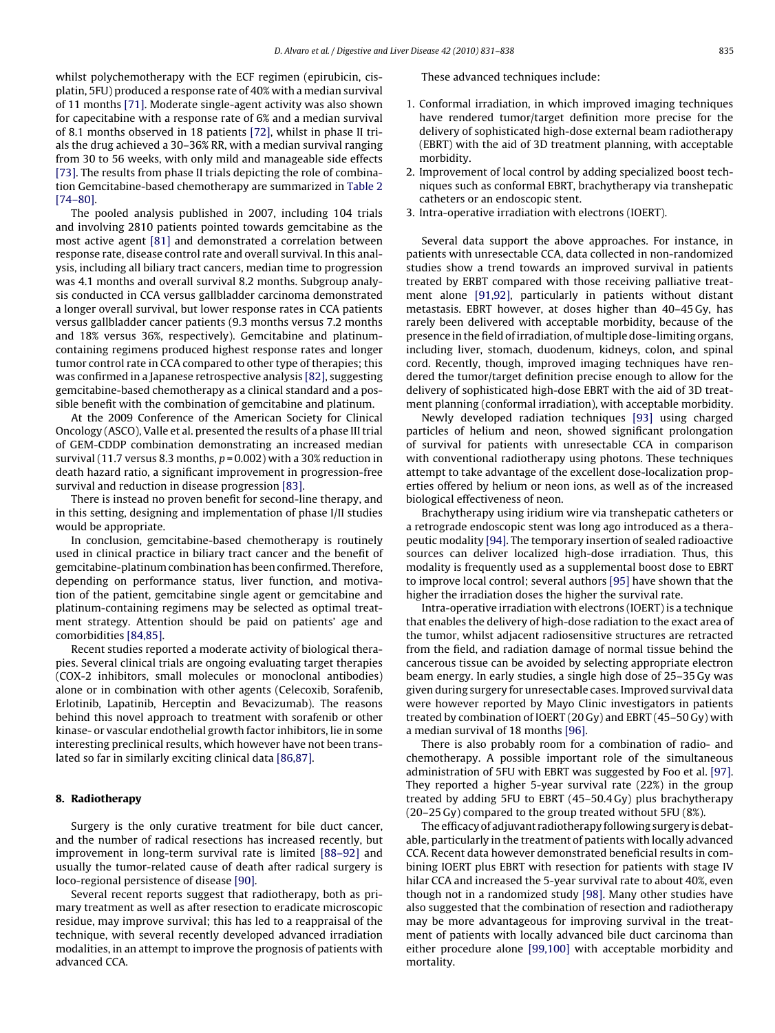whilst polychemotherapy with the ECF regimen (epirubicin, cisplatin, 5FU) produced a response rate of 40% with a median survival of 11 months [71]. Moderate single-agent activity was also shown for capecitabine with a response rate of 6% and a median survival of 8.1 months observed in 18 patients [72], whilst in phase II trials the drug achieved a 30–36% RR, with a median survival ranging from 30 to 56 weeks, with only mild and manageable side effects [73]. The results from phase II trials depicting the role of combination Gemcitabine-based chemotherapy are summarized in Table 2 [74–80].

The pooled analysis published in 2007, including 104 trials and involving 2810 patients pointed towards gemcitabine as the most active agent [81] and demonstrated a correlation between response rate, disease control rate and overall survival. In this analysis, including all biliary tract cancers, median time to progression was 4.1 months and overall survival 8.2 months. Subgroup analysis conducted in CCA versus gallbladder carcinoma demonstrated a longer overall survival, but lower response rates in CCA patients versus gallbladder cancer patients (9.3 months versus 7.2 months and 18% versus 36%, respectively). Gemcitabine and platinum-containing regimens produced highest response rates and longer tumor control rate in CCA compared to other type of therapies; this was confirmed in a Japanese retrospective analysis [82], suggesting gemcitabine-based chemotherapy as a clinical standard and a possible benefit with the combination of gemcitabine and platinum.

At the 2009 Conference of the American Society for Clinical Oncology (ASCO), Valle et al. presented the results of a phase III trial of GEM-CDDP combination demonstrating an increased median survival (11.7 versus 8.3 months, $p = 0.002$) with a 30% reduction in death hazard ratio, a significant improvement in progression-free survival and reduction in disease progression [83].

There is instead no proven benefit for second-line therapy, and in this setting, designing and implementation of phase I/II studies would be appropriate.

In conclusion, gemcitabine-based chemotherapy is routinely used in clinical practice in biliary tract cancer and the benefit of gemcitabine-platinum combination has been confirmed. Therefore, depending on performance status, liver function, and motivation of the patient, gemcitabine single agent or gemcitabine and platinum-containing regimens may be selected as optimal treatment strategy. Attention should be paid on patients' age and comorbidities [84,85].

Recent studies reported a moderate activity of biological therapies. Several clinical trials are ongoing evaluating target therapies (COX-2 inhibitors, small molecules or monoclonal antibodies) alone or in combination with other agents (Celecoxib, Sorafenib, Erlotinib, Lapatinib, Herceptin and Bevacizumab). The reasons behind this novel approach to treatment with sorafenib or other kinase- or vascular endothelial growth factor inhibitors, lie in some interesting preclinical results, which however have not been translated so far in similarly exciting clinical data [86,87].

## 8. Radiotherapy

Surgery is the only curative treatment for bile duct cancer, and the number of radical resections has increased recently, but improvement in long-term survival rate is limited [88–92] and usually the tumor-related cause of death after radical surgery is loco-regional persistence of disease [90].

Several recent reports suggest that radiotherapy, both as primary treatment as well as after resection to eradicate microscopic residue, may improve survival; this has led to a reappraisal of the technique, with several recently developed advanced irradiation modalities, in an attempt to improve the prognosis of patients with advanced CCA.

These advanced techniques include:

1. Conformal irradiation, in which improved imaging techniques have rendered tumor/target definition more precise for the delivery of sophisticated high-dose external beam radiotherapy (EBRT) with the aid of 3D treatment planning, with acceptable morbidity.
2. Improvement of local control by adding specialized boost techniques such as conformal EBRT, brachytherapy via transhepatic catheters or an endoscopic stent.
3. Intra-operative irradiation with electrons (IOERT).

Several data support the above approaches. For instance, in patients with unresectable CCA, data collected in non-randomized studies show a trend towards an improved survival in patients treated by ERBT compared with those receiving palliative treatment alone [91,92], particularly in patients without distant metastasis. EBRT however, at doses higher than 40–45 Gy, has rarely been delivered with acceptable morbidity, because of the presence in the field of irradiation, of multiple dose-limiting organs, including liver, stomach, duodenum, kidneys, colon, and spinal cord. Recently, though, improved imaging techniques have rendered the tumor/target definition precise enough to allow for the delivery of sophisticated high-dose EBRT with the aid of 3D treatment planning (conformal irradiation), with acceptable morbidity.

Newly developed radiation techniques [93] using charged particles of helium and neon, showed significant prolongation of survival for patients with unresectable CCA in comparison with conventional radiotherapy using photons. These techniques attempt to take advantage of the excellent dose-localization properties offered by helium or neon ions, as well as of the increased biological effectiveness of neon.

Brachytherapy using iridium wire via transhepatic catheters or a retrograde endoscopic stent was long ago introduced as a therapeutic modality [94]. The temporary insertion of sealed radioactive sources can deliver localized high-dose irradiation. Thus, this modality is frequently used as a supplemental boost dose to EBRT to improve local control; several authors [95] have shown that the higher the irradiation doses the higher the survival rate.

Intra-operative irradiation with electrons (IOERT) is a technique that enables the delivery of high-dose radiation to the exact area of the tumor, whilst adjacent radiosensitive structures are retracted from the field, and radiation damage of normal tissue behind the cancerous tissue can be avoided by selecting appropriate electron beam energy. In early studies, a single high dose of 25–35 Gy was given during surgery for unresectable cases. Improved survival data were however reported by Mayo Clinic investigators in patients treated by combination of IOERT (20 Gy) and EBRT (45–50 Gy) with a median survival of 18 months [96].

There is also probably room for a combination of radio- and chemotherapy. A possible important role of the simultaneous administration of 5FU with EBRT was suggested by Foo et al. [97]. They reported a higher 5-year survival rate (22%) in the group treated by adding 5FU to EBRT (45–50.4 Gy) plus brachytherapy (20–25 Gy) compared to the group treated without 5FU (8%).

The efficacy of adjuvant radiotherapy following surgery is debatable, particularly in the treatment of patients with locally advanced CCA. Recent data however demonstrated beneficial results in combining IOERT plus EBRT with resection for patients with stage IV hilar CCA and increased the 5-year survival rate to about 40%, even though not in a randomized study [98]. Many other studies have also suggested that the combination of resection and radiotherapy may be more advantageous for improving survival in the treatment of patients with locally advanced bile duct carcinoma than either procedure alone [99,100] with acceptable morbidity and mortality.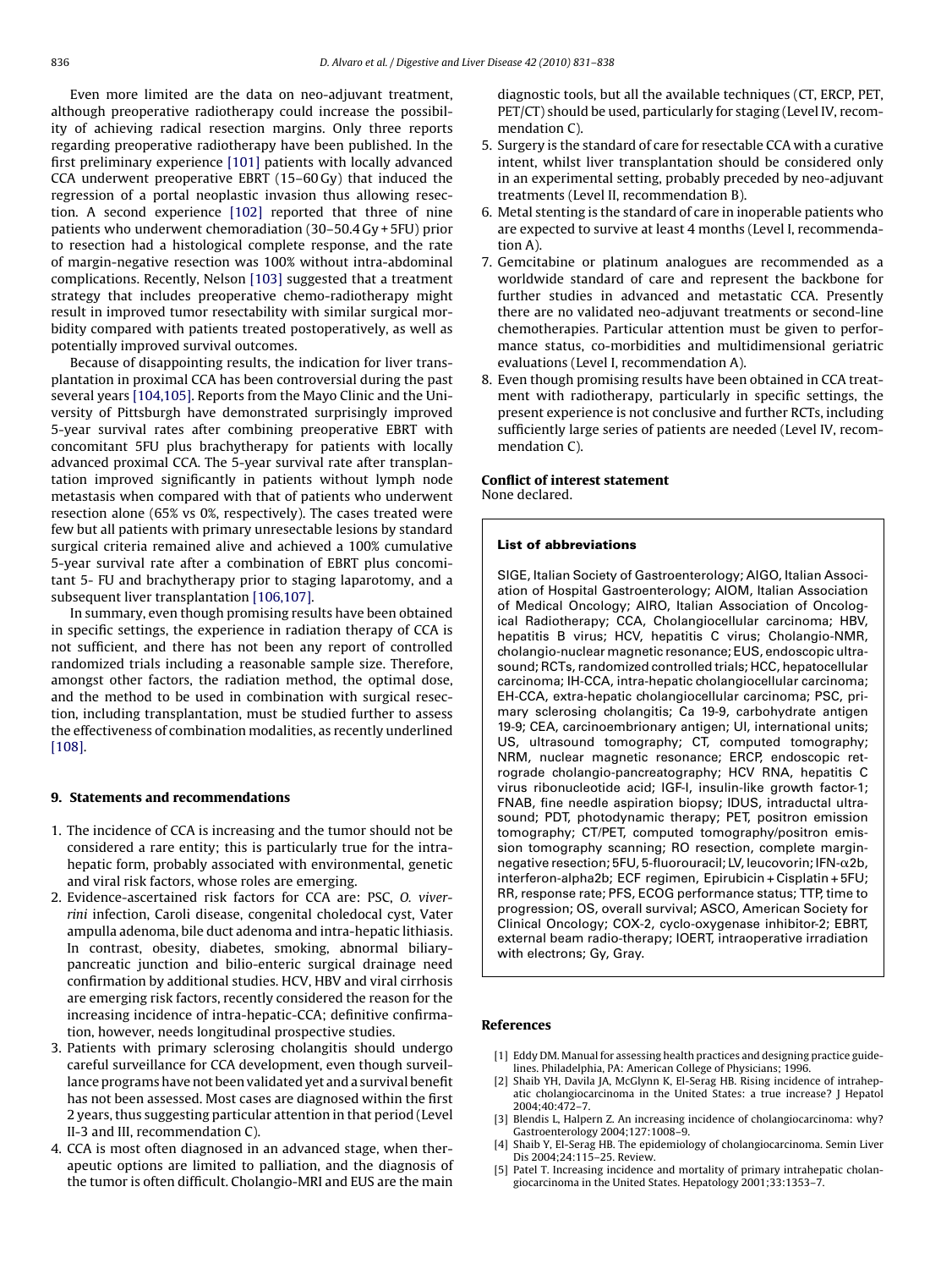Even more limited are the data on neo-adjuvant treatment, although preoperative radiotherapy could increase the possibility of achieving radical resection margins. Only three reports regarding preoperative radiotherapy have been published. In the first preliminary experience [101] patients with locally advanced CCA underwent preoperative EBRT (15–60 Gy) that induced the regression of a portal neoplastic invasion thus allowing resection. A second experience [102] reported that three of nine patients who underwent chemoradiation (30–50.4 Gy + 5FU) prior to resection had a histological complete response, and the rate of margin-negative resection was 100% without intra-abdominal complications. Recently, Nelson [103] suggested that a treatment strategy that includes preoperative chemo-radiotherapy might result in improved tumor resectability with similar surgical morbidity compared with patients treated postoperatively, as well as potentially improved survival outcomes.

Because of disappointing results, the indication for liver transplantation in proximal CCA has been controversial during the past several years [104,105]. Reports from the Mayo Clinic and the University of Pittsburgh have demonstrated surprisingly improved 5-year survival rates after combining preoperative EBRT with concomitant 5FU plus brachytherapy for patients with locally advanced proximal CCA. The 5-year survival rate after transplantation improved significantly in patients without lymph node metastasis when compared with that of patients who underwent resection alone (65% vs 0%, respectively). The cases treated were few but all patients with primary unresectable lesions by standard surgical criteria remained alive and achieved a 100% cumulative 5-year survival rate after a combination of EBRT plus concomitant 5- FU and brachytherapy prior to staging laparotomy, and a subsequent liver transplantation [106,107].

In summary, even though promising results have been obtained in specific settings, the experience in radiation therapy of CCA is not sufficient, and there has not been any report of controlled randomized trials including a reasonable sample size. Therefore, amongst other factors, the radiation method, the optimal dose, and the method to be used in combination with surgical resection, including transplantation, must be studied further to assess the effectiveness of combination modalities, as recently underlined [108].

## 9. Statements and recommendations

1. The incidence of CCA is increasing and the tumor should not be considered a rare entity; this is particularly true for the intra-hepatic form, probably associated with environmental, genetic and viral risk factors, whose roles are emerging.
2. Evidence-ascertained risk factors for CCA are: PSC, *O. viverrini* infection, Caroli disease, congenital choledocal cyst, Vater ampulla adenoma, bile duct adenoma and intra-hepatic lithiasis. In contrast, obesity, diabetes, smoking, abnormal biliary-pancreatic junction and bilio-enteric surgical drainage need confirmation by additional studies. HCV, HBV and viral cirrhosis are emerging risk factors, recently considered the reason for the increasing incidence of intra-hepatic-CCA; definitive confirmation, however, needs longitudinal prospective studies.
3. Patients with primary sclerosing cholangitis should undergo careful surveillance for CCA development, even though surveillance programs have not been validated yet and a survival benefit has not been assessed. Most cases are diagnosed within the first 2 years, thus suggesting particular attention in that period (Level II-3 and III, recommendation C).
4. CCA is most often diagnosed in an advanced stage, when therapeutic options are limited to palliation, and the diagnosis of the tumor is often difficult. Cholangio-MRI and EUS are the main diagnostic tools, but all the available techniques (CT, ERCP, PET, PET/CT) should be used, particularly for staging (Level IV, recommendation C).
5. Surgery is the standard of care for resectable CCA with a curative intent, whilst liver transplantation should be considered only in an experimental setting, probably preceded by neo-adjuvant treatments (Level II, recommendation B).
6. Metal stenting is the standard of care in inoperable patients who are expected to survive at least 4 months (Level I, recommendation A).
7. Gemcitabine or platinum analogues are recommended as a worldwide standard of care and represent the backbone for further studies in advanced and metastatic CCA. Presently there are no validated neo-adjuvant treatments or second-line chemotherapies. Particular attention must be given to performance status, co-morbidities and multidimensional geriatric evaluations (Level I, recommendation A).
8. Even though promising results have been obtained in CCA treatment with radiotherapy, particularly in specific settings, the present experience is not conclusive and further RCTs, including sufficiently large series of patients are needed (Level IV, recommendation C).

**Conflict of interest statement**
None declared.

**List of abbreviations**

SIGE, Italian Society of Gastroenterology; AIGO, Italian Association of Hospital Gastroenterology; AIOM, Italian Association of Medical Oncology; AIRO, Italian Association of Oncological Radiotherapy; CCA, Cholangiocellular carcinoma; HBV, hepatitis B virus; HCV, hepatitis C virus; Cholangio-NMR, cholangio-nuclear magnetic resonance; EUS, endoscopic ultrasound; RCTs, randomized controlled trials; HCC, hepatocellular carcinoma; IH-CCA, intra-hepatic cholangiocellular carcinoma; EH-CCA, extra-hepatic cholangiocellular carcinoma; PSC, primary sclerosing cholangitis; Ca 19-9, carbohydrate antigen 19-9; CEA, carcinoembrionary antigen; UI, international units; US, ultrasound tomography; CT, computed tomography; NRM, nuclear magnetic resonance; ERCP, endoscopic retrograde cholangio-pancreatography; HCV RNA, hepatitis C virus ribonucleotide acid; IGF-I, insulin-like growth factor-1; FNAB, fine needle aspiration biopsy; IDUS, intraductal ultrasound; PDT, photodynamic therapy; PET, positron emission tomography; CT/PET, computed tomography/positron emission tomography scanning; R0 resection, complete margin-negative resection; 5FU, 5-fluorouracil; LV, leucovorin; IFN-$\alpha$2b, interferon-alpha2b; ECF regimen, Epirubicin + Cisplatin + 5FU; RR, response rate; PFS, ECOG performance status; TTP, time to progression; OS, overall survival; ASCO, American Society for Clinical Oncology; COX-2, cyclo-oxygenase inhibitor-2; EBRT, external beam radio-therapy; IOERT, intraoperative irradiation with electrons; Gy, Gray.

## References

[1] Eddy DM. Manual for assessing health practices and designing practice guidelines. Philadelphia, PA: American College of Physicians; 1996.

[2] Shaib YH, Davila JA, McGlynn K, El-Serag HB. Rising incidence of intrahepatic cholangiocarcinoma in the United States: a true increase? J Hepatol 2004;40:472–7.

[3] Blendis L, Halpern Z. An increasing incidence of cholangiocarcinoma: why? Gastroenterology 2004;127:1008–9.

[4] Shaib Y, El-Serag HB. The epidemiology of cholangiocarcinoma. Semin Liver Dis 2004;24:115–25. Review.

[5] Patel T. Increasing incidence and mortality of primary intrahepatic cholangiocarcinoma in the United States. Hepatology 2001;33:1353–7.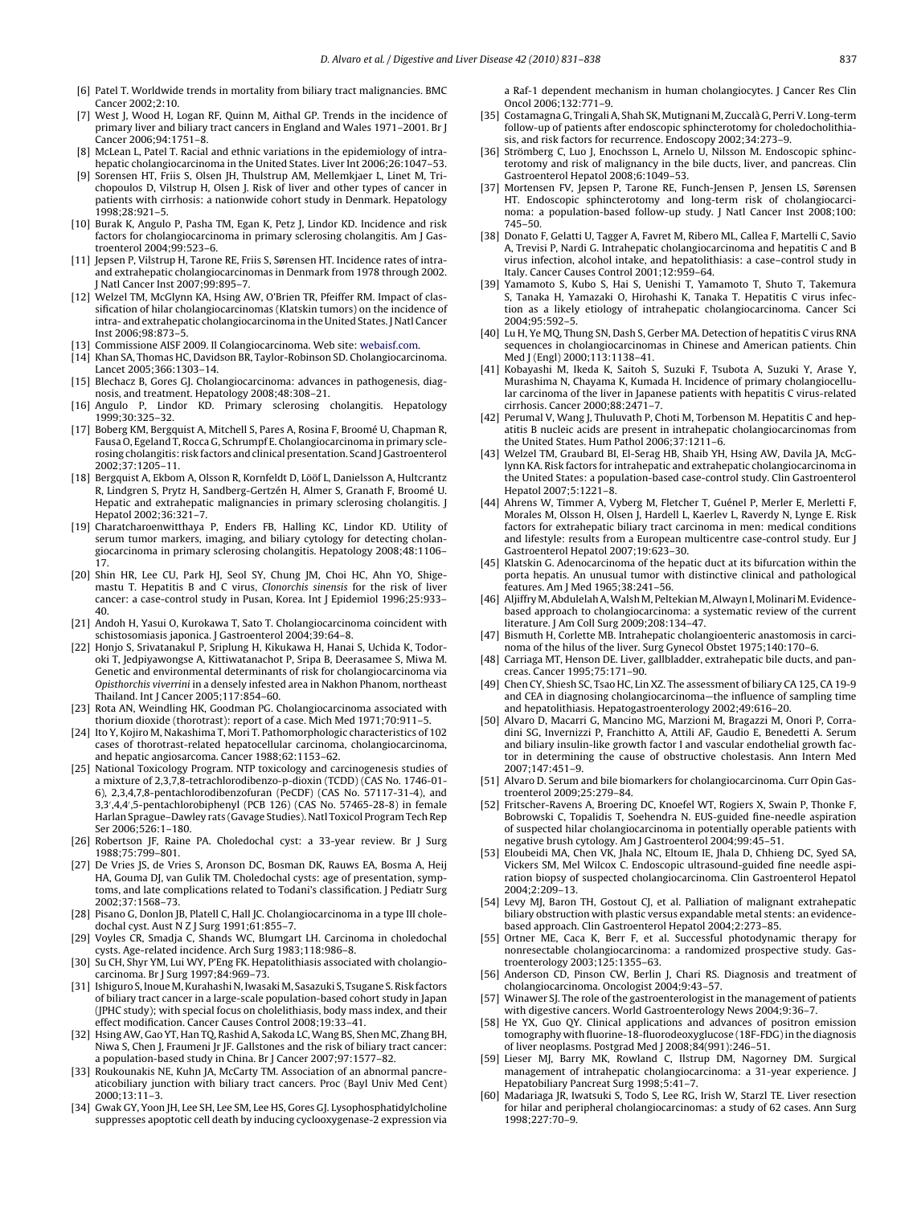[6] Patel T. Worldwide trends in mortality from biliary tract malignancies. BMC Cancer 2002;2:10.

[7] West J, Wood H, Logan RF, Quinn M, Aithal GP. Trends in the incidence of primary liver and biliary tract cancers in England and Wales 1971–2001. Br J Cancer 2006;94:1751–8.

[8] McLean L, Patel T. Racial and ethnic variations in the epidemiology of intrahepatic cholangiocarcinoma in the United States. Liver Int 2006;26:1047–53.

[9] Sorensen HT, Friis S, Olsen JH, Thulstrup AM, Mellemkjaer L, Linet M, Trichopoulos D, Vilstrup H, Olsen J. Risk of liver and other types of cancer in patients with cirrhosis: a nationwide cohort study in Denmark. Hepatology 1998;28:921–5.

[10] Burak K, Angulo P, Pasha TM, Egan K, Petz J, Lindor KD. Incidence and risk factors for cholangiocarcinoma in primary sclerosing cholangitis. Am J Gastroenterol 2004;99:523–6.

[11] Jepsen P, Vilstrup H, Tarone RE, Friis S, Sørensen HT. Incidence rates of intra- and extrahepatic cholangiocarcinomas in Denmark from 1978 through 2002. J Natl Cancer Inst 2007;99:895–7.

[12] Welzel TM, McGlynn KA, Hsing AW, O'Brien TR, Pfeiffer RM. Impact of classification of hilar cholangiocarcinomas (Klatskin tumors) on the incidence of intra- and extrahepatic cholangiocarcinoma in the United States. J Natl Cancer Inst 2006;98:873–5.

[13] Commissione AISF 2009. Il Colangiocarcinoma. Web site: webaisf.com.

[14] Khan SA, Thomas HC, Davidson BR, Taylor-Robinson SD. Cholangiocarcinoma. Lancet 2005;366:1303–14.

[15] Blechacz B, Gores GJ. Cholangiocarcinoma: advances in pathogenesis, diagnosis, and treatment. Hepatology 2008;48:308–21.

[16] Angulo P, Lindor KD. Primary sclerosing cholangitis. Hepatology 1999;30:325–32.

[17] Boberg KM, Bergquist A, Mitchell S, Pares A, Rosina F, Broomé U, Chapman R, Fausa O, Egeland T, Rocca G, Schrumpf E. Cholangiocarcinoma in primary sclerosing cholangitis: risk factors and clinical presentation. Scand J Gastroenterol 2002;37:1205–11.

[18] Bergquist A, Ekbom A, Olsson R, Kornfeldt D, Lööf L, Danielsson A, Hultcrantz R, Lindgren S, Prytz H, Sandberg-Gertzén H, Almer S, Granath F, Broomé U. Hepatic and extrahepatic malignancies in primary sclerosing cholangitis. J Hepatol 2002;36:321–7.

[19] Charatcharoenwitthaya P, Enders FB, Halling KC, Lindor KD. Utility of serum tumor markers, imaging, and biliary cytology for detecting cholangiocarcinoma in primary sclerosing cholangitis. Hepatology 2008;48:1106–17.

[20] Shin HR, Lee CU, Park HJ, Seol SY, Chung JM, Choi HC, Ahn YO, Shigemastu T. Hepatitis B and C virus, *Clonorchis sinensis* for the risk of liver cancer: a case-control study in Pusan, Korea. Int J Epidemiol 1996;25:933–40.

[21] Andoh H, Yasui O, Kurokawa T, Sato T. Cholangiocarcinoma coincident with schistosomiasis japonica. J Gastroenterol 2004;39:64–8.

[22] Honjo S, Srivatanakul P, Sriplung H, Kikukawa H, Hanai S, Uchida K, Todoroki T, Jedpiyawongse A, Kittiwatanachot P, Sripa B, Deerasamee S, Miwa M. Genetic and environmental determinants of risk for cholangiocarcinoma via *Opisthorchis viverrini* in a densely infested area in Nakhon Phanom, northeast Thailand. Int J Cancer 2005;117:854–60.

[23] Rota AN, Weindling HK, Goodman PG. Cholangiocarcinoma associated with thorium dioxide (thorotrast): report of a case. Mich Med 1971;70:911–5.

[24] Ito Y, Kojiro M, Nakashima T, Mori T. Pathomorphologic characteristics of 102 cases of thorotrast-related hepatocellular carcinoma, cholangiocarcinoma, and hepatic angiosarcoma. Cancer 1988;62:1153–62.

[25] National Toxicology Program. NTP toxicology and carcinogenesis studies of a mixture of 2,3,7,8-tetrachlorodibenzo-p-dioxin (TCDD) (CAS No. 1746-01-6), 2,3,4,7,8-pentachlorodibenzofuran (PeCDF) (CAS No. 57117-31-4), and 3,3′,4,4′,5-pentachlorobiphenyl (PCB 126) (CAS No. 57465-28-8) in female Harlan Sprague–Dawley rats (Gavage Studies). Natl Toxicol Program Tech Rep Ser 2006;526:1–180.

[26] Robertson JF, Raine PA. Choledochal cyst: a 33-year review. Br J Surg 1988;75:799–801.

[27] De Vries JS, de Vries S, Aronson DC, Bosman DK, Rauws EA, Bosma A, Heij HA, Gouma DJ, van Gulik TM. Choledochal cysts: age of presentation, symptoms, and late complications related to Todani's classification. J Pediatr Surg 2002;37:1568–73.

[28] Pisano G, Donlon JB, Platell C, Hall JC. Cholangiocarcinoma in a type III choledochal cyst. Aust N Z J Surg 1991;61:855–7.

[29] Voyles CR, Smadja C, Shands WC, Blumgart LH. Carcinoma in choledochal cysts. Age-related incidence. Arch Surg 1983;118:986–8.

[30] Su CH, Shyr YM, Lui WY, P'Eng FK. Hepatolithiasis associated with cholangiocarcinoma. Br J Surg 1997;84:969–73.

[31] Ishiguro S, Inoue M, Kurahashi N, Iwasaki M, Sasazuki S, Tsugane S. Risk factors of biliary tract cancer in a large-scale population-based cohort study in Japan (JPHC study); with special focus on cholelithiasis, body mass index, and their effect modification. Cancer Causes Control 2008;19:33–41.

[32] Hsing AW, Gao YT, Han TQ, Rashid A, Sakoda LC, Wang BS, Shen MC, Zhang BH, Niwa S, Chen J, Fraumeni Jr JF. Gallstones and the risk of biliary tract cancer: a population-based study in China. Br J Cancer 2007;97:1577–82.

[33] Roukounakis NE, Kuhn JA, McCarty TM. Association of an abnormal pancreaticobiliary junction with biliary tract cancers. Proc (Bayl Univ Med Cent) 2000;13:11–3.

[34] Gwak GY, Yoon JH, Lee SH, Lee SM, Lee HS, Gores GJ. Lysophosphatidylcholine suppresses apoptotic cell death by inducing cyclooxygenase-2 expression via a Raf-1 dependent mechanism in human cholangiocytes. J Cancer Res Clin Oncol 2006;132:771–9.

[35] Costamagna G, Tringali A, Shah SK, Mutignani M, Zuccalà G, Perri V. Long-term follow-up of patients after endoscopic sphincterotomy for choledocholithiasis, and risk factors for recurrence. Endoscopy 2002;34:273–9.

[36] Strömberg C, Luo J, Enochsson L, Arnelo U, Nilsson M. Endoscopic sphincterotomy and risk of malignancy in the bile ducts, liver, and pancreas. Clin Gastroenterol Hepatol 2008;6:1049–53.

[37] Mortensen FV, Jepsen P, Tarone RE, Funch-Jensen P, Jensen LS, Sørensen HT. Endoscopic sphincterotomy and long-term risk of cholangiocarcinoma: a population-based follow-up study. J Natl Cancer Inst 2008;100: 745–50.

[38] Donato F, Gelatti U, Tagger A, Favret M, Ribero ML, Callea F, Martelli C, Savio A, Trevisi P, Nardi G. Intrahepatic cholangiocarcinoma and hepatitis C and B virus infection, alcohol intake, and hepatolithiasis: a case–control study in Italy. Cancer Causes Control 2001;12:959–64.

[39] Yamamoto S, Kubo S, Hai S, Uenishi T, Yamamoto T, Shuto T, Takemura S, Tanaka H, Yamazaki O, Hirohashi K, Tanaka T. Hepatitis C virus infection as a likely etiology of intrahepatic cholangiocarcinoma. Cancer Sci 2004;95:592–5.

[40] Lu H, Ye MQ, Thung SN, Dash S, Gerber MA. Detection of hepatitis C virus RNA sequences in cholangiocarcinomas in Chinese and American patients. Chin Med J (Engl) 2000;113:1138–41.

[41] Kobayashi M, Ikeda K, Saitoh S, Suzuki F, Tsubota A, Suzuki Y, Arase Y, Murashima N, Chayama K, Kumada H. Incidence of primary cholangiocellular carcinoma of the liver in Japanese patients with hepatitis C virus-related cirrhosis. Cancer 2000;88:2471–7.

[42] Perumal V, Wang J, Thuluvath P, Choti M, Torbenson M. Hepatitis C and hepatitis B nucleic acids are present in intrahepatic cholangiocarcinomas from the United States. Hum Pathol 2006;37:1211–6.

[43] Welzel TM, Graubard BI, El-Serag HB, Shaib YH, Hsing AW, Davila JA, McGlynn KA. Risk factors for intrahepatic and extrahepatic cholangiocarcinoma in the United States: a population-based case-control study. Clin Gastroenterol Hepatol 2007;5:1221–8.

[44] Ahrens W, Timmer A, Vyberg M, Fletcher T, Guénel P, Merler E, Merletti F, Morales M, Olsson H, Olsen J, Hardell L, Kaerlev L, Raverdy N, Lynge E. Risk factors for extrahepatic biliary tract carcinoma in men: medical conditions and lifestyle: results from a European multicentre case-control study. Eur J Gastroenterol Hepatol 2007;19:623–30.

[45] Klatskin G. Adenocarcinoma of the hepatic duct at its bifurcation within the porta hepatis. An unusual tumor with distinctive clinical and pathological features. Am J Med 1965;38:241–56.

[46] Aljiffry M, Abdulelah A, Walsh M, Peltekian M, Alwayn I, Molinari M. Evidence-based approach to cholangiocarcinoma: a systematic review of the current literature. J Am Coll Surg 2009;208:134–47.

[47] Bismuth H, Corlette MB. Intrahepatic cholangioenteric anastomosis in carcinoma of the hilus of the liver. Surg Gynecol Obstet 1975;140:170–6.

[48] Carriaga MT, Henson DE. Liver, gallbladder, extrahepatic bile ducts, and pancreas. Cancer 1995;75:171–90.

[49] Chen CY, Shiesh SC, Tsao HC, Lin XZ. The assessment of biliary CA 125, CA 19-9 and CEA in diagnosing cholangiocarcinoma—the influence of sampling time and hepatolithiasis. Hepatogastroenterology 2002;49:616–20.

[50] Alvaro D, Macarri G, Mancino MG, Marzioni M, Bragazzi M, Onori P, Corradini SG, Invernizzi P, Franchitto A, Attili AF, Gaudio E, Benedetti A. Serum and biliary insulin-like growth factor I and vascular endothelial growth factor in determining the cause of obstructive cholestasis. Ann Intern Med 2007;147:451–9.

[51] Alvaro D. Serum and bile biomarkers for cholangiocarcinoma. Curr Opin Gastroenterol 2009;25:279–84.

[52] Fritscher-Ravens A, Broering DC, Knoefel WT, Rogiers X, Swain P, Thonke F, Bobrowski C, Topalidis T, Soehendra N. EUS-guided fine-needle aspiration of suspected hilar cholangiocarcinoma in potentially operable patients with negative brush cytology. Am J Gastroenterol 2004;99:45–51.

[53] Eloubeidi MA, Chen VK, Jhala NC, Eltoum IE, Jhala D, Chhieng DC, Syed SA, Vickers SM, Mel Wilcox C. Endoscopic ultrasound-guided fine needle aspiration biopsy of suspected cholangiocarcinoma. Clin Gastroenterol Hepatol 2004;2:209–13.

[54] Levy MJ, Baron TH, Gostout CJ, et al. Palliation of malignant extrahepatic biliary obstruction with plastic versus expandable metal stents: an evidence-based approach. Clin Gastroenterol Hepatol 2004;2:273–85.

[55] Ortner ME, Caca K, Berr F, et al. Successful photodynamic therapy for nonresectable cholangiocarcinoma: a randomized prospective study. Gastroenterology 2003;125:1355–63.

[56] Anderson CD, Pinson CW, Berlin J, Chari RS. Diagnosis and treatment of cholangiocarcinoma. Oncologist 2004;9:43–57.

[57] Winawer SJ. The role of the gastroenterologist in the management of patients with digestive cancers. World Gastroenterology News 2004;9:36–7.

[58] He YX, Guo QY. Clinical applications and advances of positron emission tomography with fluorine-18-fluorodeoxyglucose (18F-FDG) in the diagnosis of liver neoplasms. Postgrad Med J 2008;84(991):246–51.

[59] Lieser MJ, Barry MK, Rowland C, Ilstrup DM, Nagorney DM. Surgical management of intrahepatic cholangiocarcinoma: a 31-year experience. J Hepatobiliary Pancreat Surg 1998;5:41–7.

[60] Madariaga JR, Iwatsuki S, Todo S, Lee RG, Irish W, Starzl TE. Liver resection for hilar and peripheral cholangiocarcinomas: a study of 62 cases. Ann Surg 1998;227:70–9.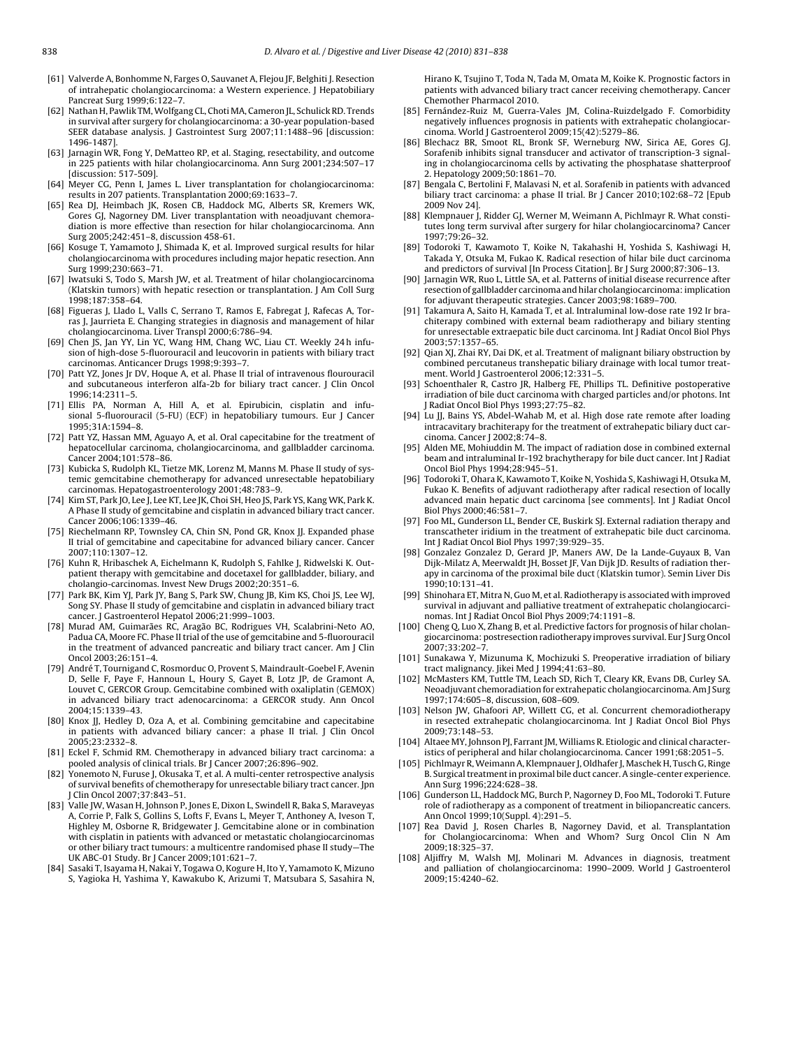[61] Valverde A, Bonhomme N, Farges O, Sauvanet A, Flejou JF, Belghiti J. Resection of intrahepatic cholangiocarcinoma: a Western experience. J Hepatobiliary Pancreat Surg 1999;6:122–7.

[62] Nathan H, Pawlik TM, Wolfgang CL, Choti MA, Cameron JL, Schulick RD. Trends in survival after surgery for cholangiocarcinoma: a 30-year population-based SEER database analysis. J Gastrointest Surg 2007;11:1488–96 [discussion: 1496-1487].

[63] Jarnagin WR, Fong Y, DeMatteo RP, et al. Staging, resectability, and outcome in 225 patients with hilar cholangiocarcinoma. Ann Surg 2001;234:507–17 [discussion: 517-509].

[64] Meyer CG, Penn I, James L. Liver transplantation for cholangiocarcinoma: results in 207 patients. Transplantation 2000;69:1633–7.

[65] Rea DJ, Heimbach JK, Rosen CB, Haddock MG, Alberts SR, Kremers WK, Gores GJ, Nagorney DM. Liver transplantation with neoadjuvant chemoradiation is more effective than resection for hilar cholangiocarcinoma. Ann Surg 2005;242:451–8, discussion 458-61.

[66] Kosuge T, Yamamoto J, Shimada K, et al. Improved surgical results for hilar cholangiocarcinoma with procedures including major hepatic resection. Ann Surg 1999;230:663–71.

[67] Iwatsuki S, Todo S, Marsh JW, et al. Treatment of hilar cholangiocarcinoma (Klatskin tumors) with hepatic resection or transplantation. J Am Coll Surg 1998;187:358–64.

[68] Figueras J, Llado L, Valls C, Serrano T, Ramos E, Fabregat J, Rafecas A, Torras J, Jaurrieta E. Changing strategies in diagnosis and management of hilar cholangiocarcinoma. Liver Transpl 2000;6:786–94.

[69] Chen JS, Jan YY, Lin YC, Wang HM, Chang WC, Liau CT. Weekly 24 h infusion of high-dose 5-fluorouracil and leucovorin in patients with biliary tract carcinomas. Anticancer Drugs 1998;9:393–7.

[70] Patt YZ, Jones Jr DV, Hoque A, et al. Phase II trial of intravenous flourouracil and subcutaneous interferon alfa-2b for biliary tract cancer. J Clin Oncol 1996;14:2311–5.

[71] Ellis PA, Norman A, Hill A, et al. Epirubicin, cisplatin and infusional 5-fluorouracil (5-FU) (ECF) in hepatobiliary tumours. Eur J Cancer 1995;31A:1594–8.

[72] Patt YZ, Hassan MM, Aguayo A, et al. Oral capecitabine for the treatment of hepatocellular carcinoma, cholangiocarcinoma, and gallbladder carcinoma. Cancer 2004;101:578–86.

[73] Kubicka S, Rudolph KL, Tietze MK, Lorenz M, Manns M. Phase II study of systemic gemcitabine chemotherapy for advanced unresectable hepatobiliary carcinomas. Hepatogastroenterology 2001;48:783–9.

[74] Kim ST, Park JO, Lee J, Lee KT, Lee JK, Choi SH, Heo JS, Park YS, Kang WK, Park K. A Phase II study of gemcitabine and cisplatin in advanced biliary tract cancer. Cancer 2006;106:1339–46.

[75] Riechelmann RP, Townsley CA, Chin SN, Pond GR, Knox JJ. Expanded phase II trial of gemcitabine and capecitabine for advanced biliary cancer. Cancer 2007;110:1307–12.

[76] Kuhn R, Hribaschek A, Eichelmann K, Rudolph S, Fahlke J, Ridwelski K. Outpatient therapy with gemcitabine and docetaxel for gallbladder, biliary, and cholangio-carcinomas. Invest New Drugs 2002;20:351–6.

[77] Park BK, Kim YJ, Park JY, Bang S, Park SW, Chung JB, Kim KS, Choi JS, Lee WJ, Song SY. Phase II study of gemcitabine and cisplatin in advanced biliary tract cancer. J Gastroenterol Hepatol 2006;21:999–1003.

[78] Murad AM, Guimarães RC, Aragão BC, Rodrigues VH, Scalabrini-Neto AO, Padua CA, Moore FC. Phase II trial of the use of gemcitabine and 5-fluorouracil in the treatment of advanced pancreatic and biliary tract cancer. Am J Clin Oncol 2003;26:151–4.

[79] André T, Tournigand C, Rosmorduc O, Provent S, Maindrault-Goebel F, Avenin D, Selle F, Paye F, Hannoun L, Houry S, Gayet B, Lotz JP, de Gramont A, Louvet C, GERCOR Group. Gemcitabine combined with oxaliplatin (GEMOX) in advanced biliary tract adenocarcinoma: a GERCOR study. Ann Oncol 2004;15:1339–43.

[80] Knox JJ, Hedley D, Oza A, et al. Combining gemcitabine and capecitabine in patients with advanced biliary cancer: a phase II trial. J Clin Oncol 2005;23:2332–8.

[81] Eckel F, Schmid RM. Chemotherapy in advanced biliary tract carcinoma: a pooled analysis of clinical trials. Br J Cancer 2007;26:896–902.

[82] Yonemoto N, Furuse J, Okusaka T, et al. A multi-center retrospective analysis of survival benefits of chemotherapy for unresectable biliary tract cancer. Jpn J Clin Oncol 2007;37:843–51.

[83] Valle JW, Wasan H, Johnson P, Jones E, Dixon L, Swindell R, Baka S, Maraveyas A, Corrie P, Falk S, Gollins S, Lofts F, Evans L, Meyer T, Anthoney A, Iveson T, Highley M, Osborne R, Bridgewater J. Gemcitabine alone or in combination with cisplatin in patients with advanced or metastatic cholangiocarcinomas or other biliary tract tumours: a multicentre randomised phase II study—The UK ABC-01 Study. Br J Cancer 2009;101:621–7.

[84] Sasaki T, Isayama H, Nakai Y, Togawa O, Kogure H, Ito Y, Yamamoto K, Mizuno S, Yagioka H, Yashima Y, Kawakubo K, Arizumi T, Matsubara S, Sasahira N, Hirano K, Tsujino T, Toda N, Tada M, Omata M, Koike K. Prognostic factors in patients with advanced biliary tract cancer receiving chemotherapy. Cancer Chemother Pharmacol 2010.

[85] Fernández-Ruiz M, Guerra-Vales JM, Colina-Ruizdelgado F. Comorbidity negatively influences prognosis in patients with extrahepatic cholangiocarcinoma. World J Gastroenterol 2009;15(42):5279–86.

[86] Blechacz BR, Smoot RL, Bronk SF, Werneburg NW, Sirica AE, Gores GJ. Sorafenib inhibits signal transducer and activator of transcription-3 signaling in cholangiocarcinoma cells by activating the phosphatase shatterproof 2. Hepatology 2009;50:1861–70.

[87] Bengala C, Bertolini F, Malavasi N, et al. Sorafenib in patients with advanced biliary tract carcinoma: a phase II trial. Br J Cancer 2010;102:68–72 [Epub 2009 Nov 24].

[88] Klempnauer J, Ridder GJ, Werner M, Weimann A, Pichlmayr R. What constitutes long term survival after surgery for hilar cholangiocarcinoma? Cancer 1997;79:26–32.

[89] Todoroki T, Kawamoto T, Koike N, Takahashi H, Yoshida S, Kashiwagi H, Takada Y, Otsuka M, Fukao K. Radical resection of hilar bile duct carcinoma and predictors of survival [In Process Citation]. Br J Surg 2000;87:306–13.

[90] Jarnagin WR, Ruo L, Little SA, et al. Patterns of initial disease recurrence after resection of gallbladder carcinoma and hilar cholangiocarcinoma: implication for adjuvant therapeutic strategies. Cancer 2003;98:1689–700.

[91] Takamura A, Saito H, Kamada T, et al. Intraluminal low-dose rate 192 Ir brachiterapy combined with external beam radiotherapy and biliary stenting for unresectable extraepatic bile duct carcinoma. Int J Radiat Oncol Biol Phys 2003;57:1357–65.

[92] Qian XJ, Zhai RY, Dai DK, et al. Treatment of malignant biliary obstruction by combined percutaneus transhepatic biliary drainage with local tumor treatment. World J Gastroenterol 2006;12:331–5.

[93] Schoenthaler R, Castro JR, Halberg FE, Phillips TL. Definitive postoperative irradiation of bile duct carcinoma with charged particles and/or photons. Int J Radiat Oncol Biol Phys 1993;27:75–82.

[94] Lu JJ, Bains YS, Abdel-Wahab M, et al. High dose rate remote after loading intracavitary brachiterapy for the treatment of extrahepatic biliary duct carcinoma. Cancer J 2002;8:74–8.

[95] Alden ME, Mohiuddin M. The impact of radiation dose in combined external beam and intraluminal Ir-192 brachytherapy for bile duct cancer. Int J Radiat Oncol Biol Phys 1994;28:945–51.

[96] Todoroki T, Ohara K, Kawamoto T, Koike N, Yoshida S, Kashiwagi H, Otsuka M, Fukao K. Benefits of adjuvant radiotherapy after radical resection of locally advanced main hepatic duct carcinoma [see comments]. Int J Radiat Oncol Biol Phys 2000;46:581–7.

[97] Foo ML, Gunderson LL, Bender CE, Buskirk SJ. External radiation therapy and transcatheter iridium in the treatment of extrahepatic bile duct carcinoma. Int J Radiat Oncol Biol Phys 1997;39:929–35.

[98] Gonzalez Gonzalez D, Gerard JP, Maners AW, De la Lande-Guyaux B, Van Dijk-Milatz A, Meerwaldt JH, Bosset JF, Van Dijk JD. Results of radiation therapy in carcinoma of the proximal bile duct (Klatskin tumor). Semin Liver Dis 1990;10:131–41.

[99] Shinohara ET, Mitra N, Guo M, et al. Radiotherapy is associated with improved survival in adjuvant and palliative treatment of extrahepatic cholangiocarcinomas. Int J Radiat Oncol Biol Phys 2009;74:1191–8.

[100] Cheng Q, Luo X, Zhang B, et al. Predictive factors for prognosis of hilar cholangiocarcinoma: postresection radiotherapy improves survival. Eur J Surg Oncol 2007;33:202–7.

[101] Sunakawa Y, Mizunuma K, Mochizuki S. Preoperative irradiation of biliary tract malignancy. Jikei Med J 1994;41:63–80.

[102] McMasters KM, Tuttle TM, Leach SD, Rich T, Cleary KR, Evans DB, Curley SA. Neoadjuvant chemoradiation for extrahepatic cholangiocarcinoma. Am J Surg 1997;174:605–8, discussion, 608–609.

[103] Nelson JW, Ghafoori AP, Willett CG, et al. Concurrent chemoradiotherapy in resected extrahepatic cholangiocarcinoma. Int J Radiat Oncol Biol Phys 2009;73:148–53.

[104] Altaee MY, Johnson PJ, Farrant JM, Williams R. Etiologic and clinical characteristics of peripheral and hilar cholangiocarcinoma. Cancer 1991;68:2051–5.

[105] Pichlmayr R, Weimann A, Klempnauer J, Oldhafer J, Maschek H, Tusch G, Ringe B. Surgical treatment in proximal bile duct cancer. A single-center experience. Ann Surg 1996;224:628–38.

[106] Gunderson LL, Haddock MG, Burch P, Nagorney D, Foo ML, Todoroki T. Future role of radiotherapy as a component of treatment in biliopancreatic cancers. Ann Oncol 1999;10(Suppl. 4):291–5.

[107] Rea David J, Rosen Charles B, Nagorney David, et al. Transplantation for Cholangiocarcinoma: When and Whom? Surg Oncol Clin N Am 2009;18:325–37.

[108] Aljiffry M, Walsh MJ, Molinari M. Advances in diagnosis, treatment and palliation of cholangiocarcinoma: 1990–2009. World J Gastroenterol 2009;15:4240–62.